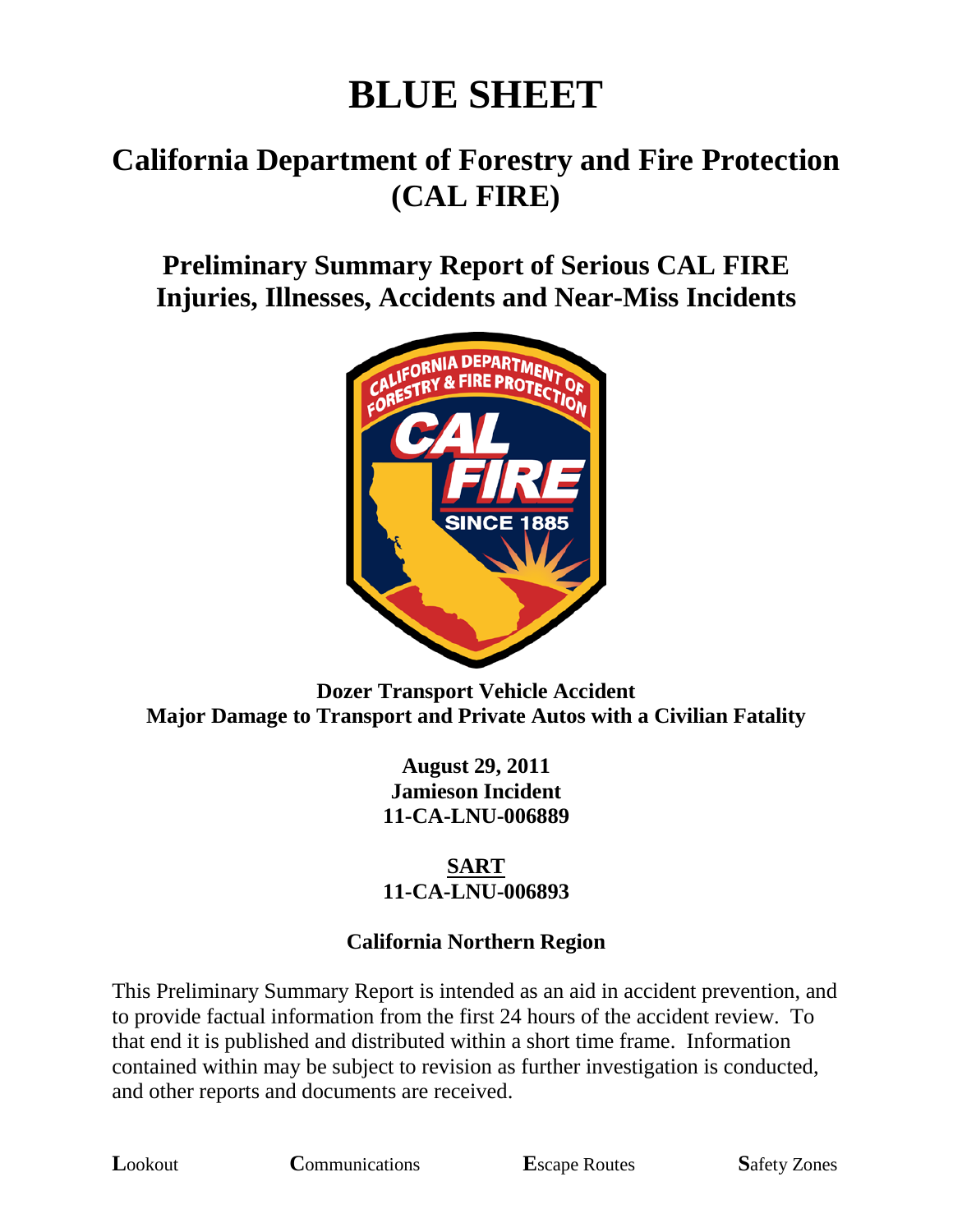# BLUE SHEET

## California Department of Forestry and Fire Protection (CAL FIRE)

### Preliminary Summary Report of Serious CAL FIRE Injuries, Illnesses, Accidents and Near-Miss Incidents

**Dozer Transport Vehicle Accident**
**Major Damage to Transport and Private Autos with a Civilian Fatality**

**August 29, 2011**
**Jamieson Incident**
**11-CA-LNU-006889**

**SART**
**11-CA-LNU-006893**

**California Northern Region**

This Preliminary Summary Report is intended as an aid in accident prevention, and to provide factual information from the first 24 hours of the accident review. To that end it is published and distributed within a short time frame. Information contained within may be subject to revision as further investigation is conducted, and other reports and documents are received.

**L**ookout **C**ommunications **E**scape Routes **S**afety Zones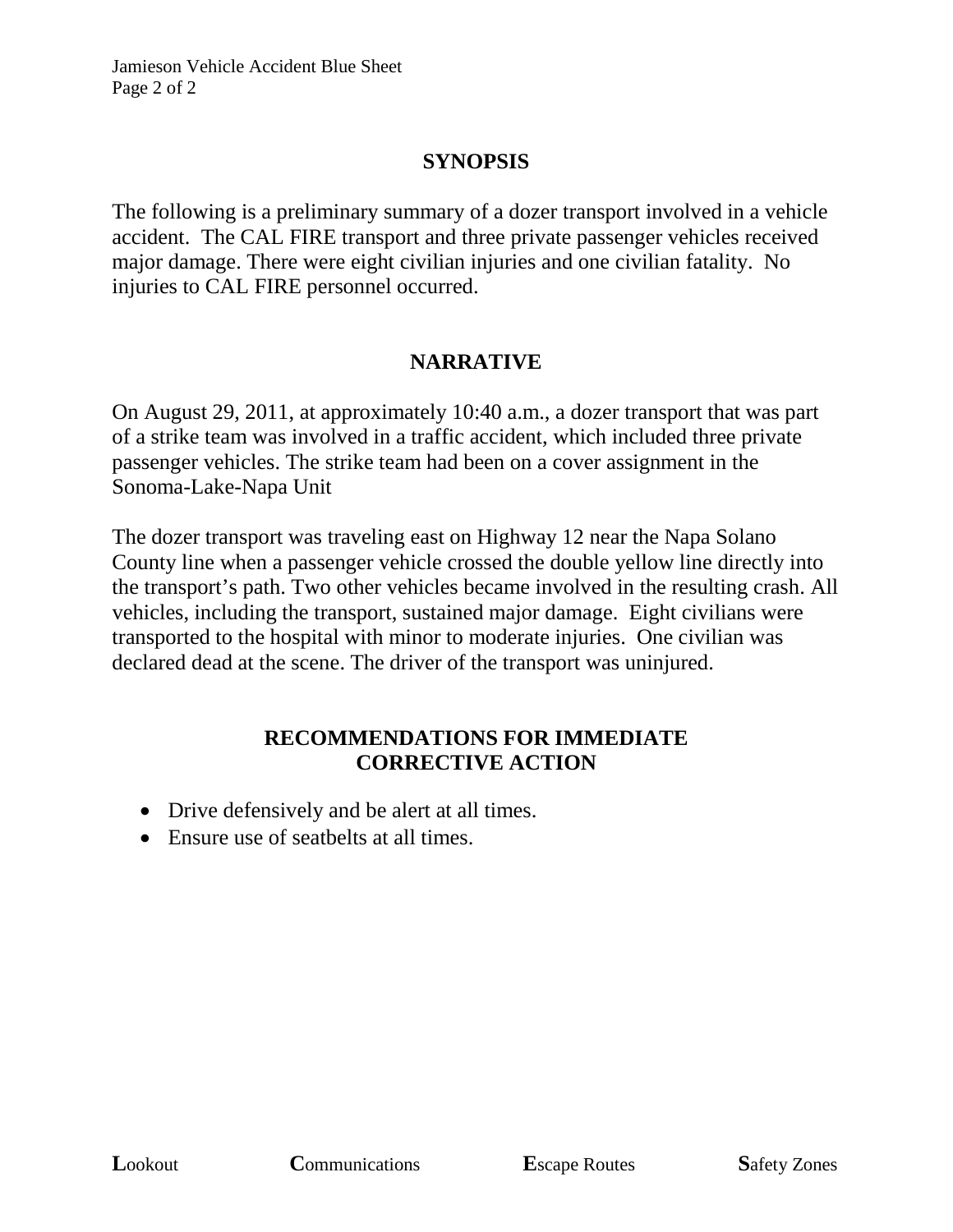## SYNOPSIS

The following is a preliminary summary of a dozer transport involved in a vehicle accident. The CAL FIRE transport and three private passenger vehicles received major damage. There were eight civilian injuries and one civilian fatality. No injuries to CAL FIRE personnel occurred.

## NARRATIVE

On August 29, 2011, at approximately 10:40 a.m., a dozer transport that was part of a strike team was involved in a traffic accident, which included three private passenger vehicles. The strike team had been on a cover assignment in the Sonoma-Lake-Napa Unit

The dozer transport was traveling east on Highway 12 near the Napa Solano County line when a passenger vehicle crossed the double yellow line directly into the transport's path. Two other vehicles became involved in the resulting crash. All vehicles, including the transport, sustained major damage. Eight civilians were transported to the hospital with minor to moderate injuries. One civilian was declared dead at the scene. The driver of the transport was uninjured.

## RECOMMENDATIONS FOR IMMEDIATE CORRECTIVE ACTION

- Drive defensively and be alert at all times.
- Ensure use of seatbelts at all times.